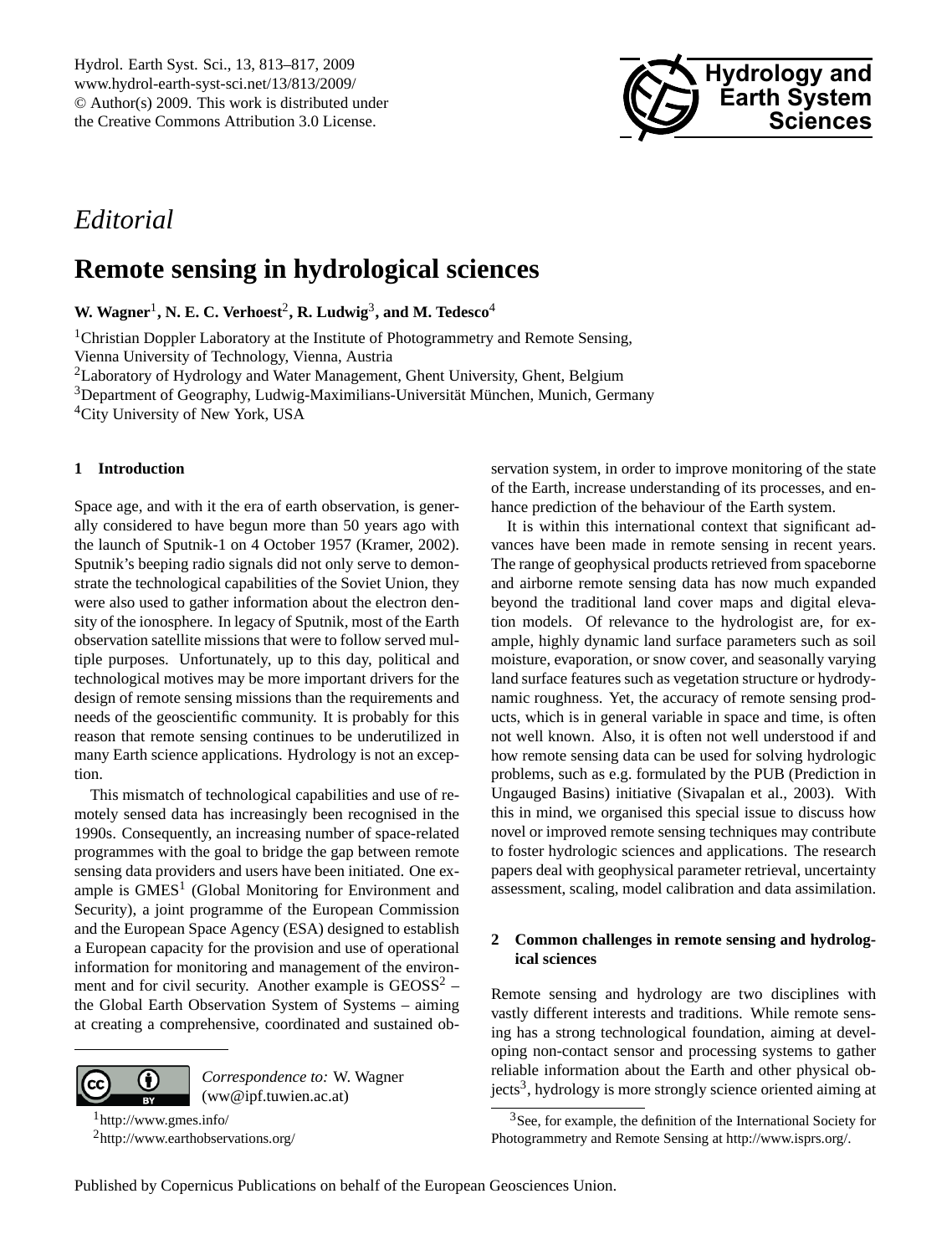*Editorial*

# Remote sensing in hydrological sciences

**W. Wagner[1], N. E. C. Verhoest[2], R. Ludwig[3], and M. Tedesco[4]**

[1]Christian Doppler Laboratory at the Institute of Photogrammetry and Remote Sensing, Vienna University of Technology, Vienna, Austria

[2]Laboratory of Hydrology and Water Management, Ghent University, Ghent, Belgium

[3]Department of Geography, Ludwig-Maximilians-Universität München, Munich, Germany

[4]City University of New York, USA

## 1 Introduction

Space age, and with it the era of earth observation, is generally considered to have begun more than 50 years ago with the launch of Sputnik-1 on 4 October 1957 (Kramer, 2002). Sputnik's beeping radio signals did not only serve to demonstrate the technological capabilities of the Soviet Union, they were also used to gather information about the electron density of the ionosphere. In legacy of Sputnik, most of the Earth observation satellite missions that were to follow served multiple purposes. Unfortunately, up to this day, political and technological motives may be more important drivers for the design of remote sensing missions than the requirements and needs of the geoscientific community. It is probably for this reason that remote sensing continues to be underutilized in many Earth science applications. Hydrology is not an exception.

This mismatch of technological capabilities and use of remotely sensed data has increasingly been recognised in the 1990s. Consequently, an increasing number of space-related programmes with the goal to bridge the gap between remote sensing data providers and users have been initiated. One example is GMES[1] (Global Monitoring for Environment and Security), a joint programme of the European Commission and the European Space Agency (ESA) designed to establish a European capacity for the provision and use of operational information for monitoring and management of the environment and for civil security. Another example is GEOSS[2] – the Global Earth Observation System of Systems – aiming at creating a comprehensive, coordinated and sustained observation system, in order to improve monitoring of the state of the Earth, increase understanding of its processes, and enhance prediction of the behaviour of the Earth system.

It is within this international context that significant advances have been made in remote sensing in recent years. The range of geophysical products retrieved from spaceborne and airborne remote sensing data has now much expanded beyond the traditional land cover maps and digital elevation models. Of relevance to the hydrologist are, for example, highly dynamic land surface parameters such as soil moisture, evaporation, or snow cover, and seasonally varying land surface features such as vegetation structure or hydrodynamic roughness. Yet, the accuracy of remote sensing products, which is in general variable in space and time, is often not well known. Also, it is often not well understood if and how remote sensing data can be used for solving hydrologic problems, such as e.g. formulated by the PUB (Prediction in Ungauged Basins) initiative (Sivapalan et al., 2003). With this in mind, we organised this special issue to discuss how novel or improved remote sensing techniques may contribute to foster hydrologic sciences and applications. The research papers deal with geophysical parameter retrieval, uncertainty assessment, scaling, model calibration and data assimilation.

## 2 Common challenges in remote sensing and hydrological sciences

Remote sensing and hydrology are two disciplines with vastly different interests and traditions. While remote sensing has a strong technological foundation, aiming at developing non-contact sensor and processing systems to gather reliable information about the Earth and other physical objects[3], hydrology is more strongly science oriented aiming at

*Correspondence to:* W. Wagner (ww@ipf.tuwien.ac.at)

[1]http://www.gmes.info/

[2]http://www.earthobservations.org/

[3]See, for example, the definition of the International Society for Photogrammetry and Remote Sensing at http://www.isprs.org/.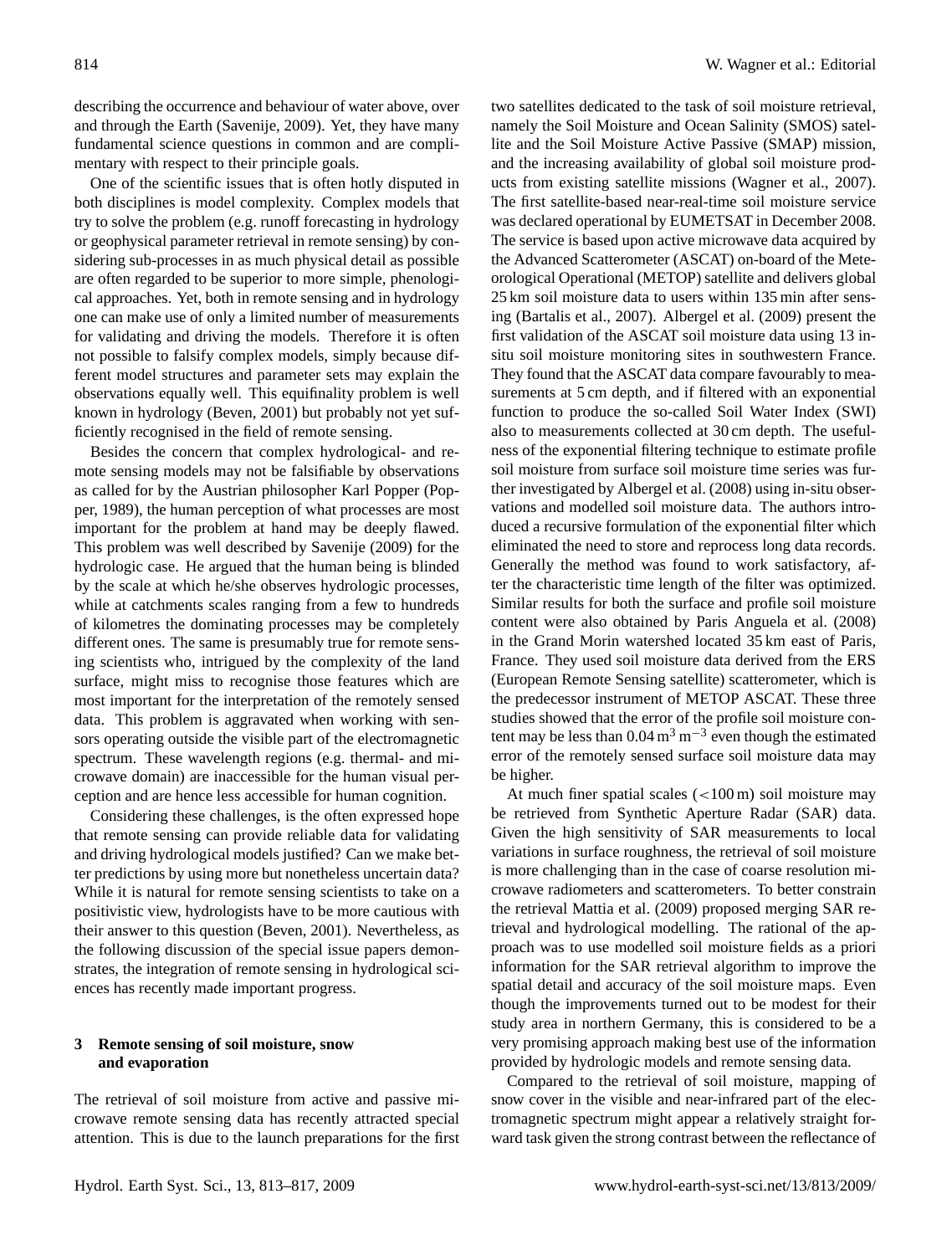describing the occurrence and behaviour of water above, over and through the Earth (Savenije, 2009). Yet, they have many fundamental science questions in common and are complimentary with respect to their principle goals.

One of the scientific issues that is often hotly disputed in both disciplines is model complexity. Complex models that try to solve the problem (e.g. runoff forecasting in hydrology or geophysical parameter retrieval in remote sensing) by considering sub-processes in as much physical detail as possible are often regarded to be superior to more simple, phenological approaches. Yet, both in remote sensing and in hydrology one can make use of only a limited number of measurements for validating and driving the models. Therefore it is often not possible to falsify complex models, simply because different model structures and parameter sets may explain the observations equally well. This equifinality problem is well known in hydrology (Beven, 2001) but probably not yet sufficiently recognised in the field of remote sensing.

Besides the concern that complex hydrological- and remote sensing models may not be falsifiable by observations as called for by the Austrian philosopher Karl Popper (Popper, 1989), the human perception of what processes are most important for the problem at hand may be deeply flawed. This problem was well described by Savenije (2009) for the hydrologic case. He argued that the human being is blinded by the scale at which he/she observes hydrologic processes, while at catchments scales ranging from a few to hundreds of kilometres the dominating processes may be completely different ones. The same is presumably true for remote sensing scientists who, intrigued by the complexity of the land surface, might miss to recognise those features which are most important for the interpretation of the remotely sensed data. This problem is aggravated when working with sensors operating outside the visible part of the electromagnetic spectrum. These wavelength regions (e.g. thermal- and microwave domain) are inaccessible for the human visual perception and are hence less accessible for human cognition.

Considering these challenges, is the often expressed hope that remote sensing can provide reliable data for validating and driving hydrological models justified? Can we make better predictions by using more but nonetheless uncertain data? While it is natural for remote sensing scientists to take on a positivistic view, hydrologists have to be more cautious with their answer to this question (Beven, 2001). Nevertheless, as the following discussion of the special issue papers demonstrates, the integration of remote sensing in hydrological sciences has recently made important progress.

## 3 Remote sensing of soil moisture, snow and evaporation

The retrieval of soil moisture from active and passive microwave remote sensing data has recently attracted special attention. This is due to the launch preparations for the first two satellites dedicated to the task of soil moisture retrieval, namely the Soil Moisture and Ocean Salinity (SMOS) satellite and the Soil Moisture Active Passive (SMAP) mission, and the increasing availability of global soil moisture products from existing satellite missions (Wagner et al., 2007). The first satellite-based near-real-time soil moisture service was declared operational by EUMETSAT in December 2008. The service is based upon active microwave data acquired by the Advanced Scatterometer (ASCAT) on-board of the Meteorological Operational (METOP) satellite and delivers global 25 km soil moisture data to users within 135 min after sensing (Bartalis et al., 2007). Albergel et al. (2009) present the first validation of the ASCAT soil moisture data using 13 in-situ soil moisture monitoring sites in southwestern France. They found that the ASCAT data compare favourably to measurements at 5 cm depth, and if filtered with an exponential function to produce the so-called Soil Water Index (SWI) also to measurements collected at 30 cm depth. The usefulness of the exponential filtering technique to estimate profile soil moisture from surface soil moisture time series was further investigated by Albergel et al. (2008) using in-situ observations and modelled soil moisture data. The authors introduced a recursive formulation of the exponential filter which eliminated the need to store and reprocess long data records. Generally the method was found to work satisfactory, after the characteristic time length of the filter was optimized. Similar results for both the surface and profile soil moisture content were also obtained by Paris Anguela et al. (2008) in the Grand Morin watershed located 35 km east of Paris, France. They used soil moisture data derived from the ERS (European Remote Sensing satellite) scatterometer, which is the predecessor instrument of METOP ASCAT. These three studies showed that the error of the profile soil moisture content may be less than $0.04\,\mathrm{m^3\,m^{-3}}$ even though the estimated error of the remotely sensed surface soil moisture data may be higher.

At much finer spatial scales ($<100$ m) soil moisture may be retrieved from Synthetic Aperture Radar (SAR) data. Given the high sensitivity of SAR measurements to local variations in surface roughness, the retrieval of soil moisture is more challenging than in the case of coarse resolution microwave radiometers and scatterometers. To better constrain the retrieval Mattia et al. (2009) proposed merging SAR retrieval and hydrological modelling. The rational of the approach was to use modelled soil moisture fields as a priori information for the SAR retrieval algorithm to improve the spatial detail and accuracy of the soil moisture maps. Even though the improvements turned out to be modest for their study area in northern Germany, this is considered to be a very promising approach making best use of the information provided by hydrologic models and remote sensing data.

Compared to the retrieval of soil moisture, mapping of snow cover in the visible and near-infrared part of the electromagnetic spectrum might appear a relatively straight forward task given the strong contrast between the reflectance of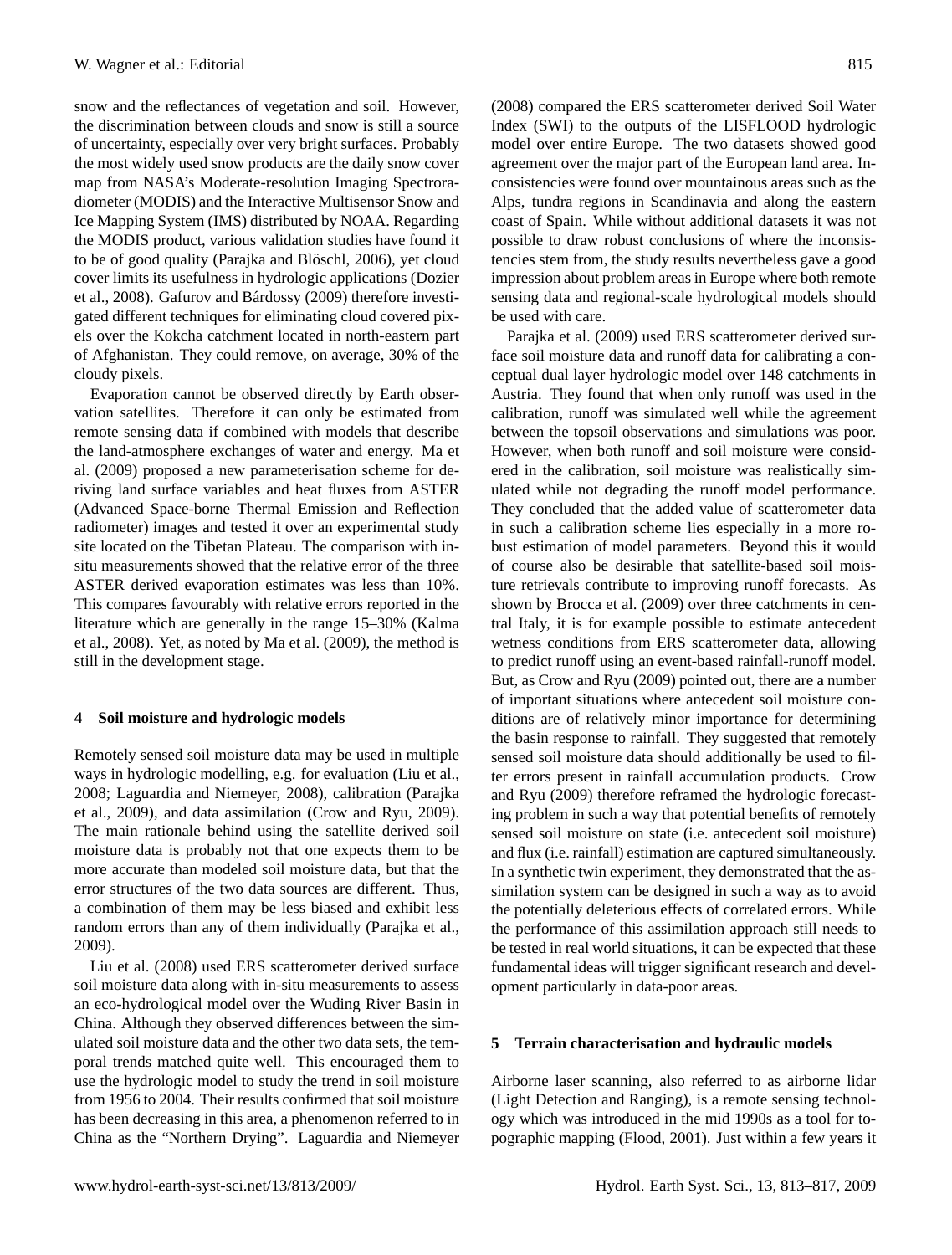snow and the reflectances of vegetation and soil. However, the discrimination between clouds and snow is still a source of uncertainty, especially over very bright surfaces. Probably the most widely used snow products are the daily snow cover map from NASA's Moderate-resolution Imaging Spectroradiometer (MODIS) and the Interactive Multisensor Snow and Ice Mapping System (IMS) distributed by NOAA. Regarding the MODIS product, various validation studies have found it to be of good quality (Parajka and Blöschl, 2006), yet cloud cover limits its usefulness in hydrologic applications (Dozier et al., 2008). Gafurov and Bárdossy (2009) therefore investigated different techniques for eliminating cloud covered pixels over the Kokcha catchment located in north-eastern part of Afghanistan. They could remove, on average, 30% of the cloudy pixels.

Evaporation cannot be observed directly by Earth observation satellites. Therefore it can only be estimated from remote sensing data if combined with models that describe the land-atmosphere exchanges of water and energy. Ma et al. (2009) proposed a new parameterisation scheme for deriving land surface variables and heat fluxes from ASTER (Advanced Space-borne Thermal Emission and Reflection radiometer) images and tested it over an experimental study site located on the Tibetan Plateau. The comparison with in-situ measurements showed that the relative error of the three ASTER derived evaporation estimates was less than 10%. This compares favourably with relative errors reported in the literature which are generally in the range 15–30% (Kalma et al., 2008). Yet, as noted by Ma et al. (2009), the method is still in the development stage.

## 4 Soil moisture and hydrologic models

Remotely sensed soil moisture data may be used in multiple ways in hydrologic modelling, e.g. for evaluation (Liu et al., 2008; Laguardia and Niemeyer, 2008), calibration (Parajka et al., 2009), and data assimilation (Crow and Ryu, 2009). The main rationale behind using the satellite derived soil moisture data is probably not that one expects them to be more accurate than modeled soil moisture data, but that the error structures of the two data sources are different. Thus, a combination of them may be less biased and exhibit less random errors than any of them individually (Parajka et al., 2009).

Liu et al. (2008) used ERS scatterometer derived surface soil moisture data along with in-situ measurements to assess an eco-hydrological model over the Wuding River Basin in China. Although they observed differences between the simulated soil moisture data and the other two data sets, the temporal trends matched quite well. This encouraged them to use the hydrologic model to study the trend in soil moisture from 1956 to 2004. Their results confirmed that soil moisture has been decreasing in this area, a phenomenon referred to in China as the "Northern Drying". Laguardia and Niemeyer (2008) compared the ERS scatterometer derived Soil Water Index (SWI) to the outputs of the LISFLOOD hydrologic model over entire Europe. The two datasets showed good agreement over the major part of the European land area. Inconsistencies were found over mountainous areas such as the Alps, tundra regions in Scandinavia and along the eastern coast of Spain. While without additional datasets it was not possible to draw robust conclusions of where the inconsistencies stem from, the study results nevertheless gave a good impression about problem areas in Europe where both remote sensing data and regional-scale hydrological models should be used with care.

Parajka et al. (2009) used ERS scatterometer derived surface soil moisture data and runoff data for calibrating a conceptual dual layer hydrologic model over 148 catchments in Austria. They found that when only runoff was used in the calibration, runoff was simulated well while the agreement between the topsoil observations and simulations was poor. However, when both runoff and soil moisture were considered in the calibration, soil moisture was realistically simulated while not degrading the runoff model performance. They concluded that the added value of scatterometer data in such a calibration scheme lies especially in a more robust estimation of model parameters. Beyond this it would of course also be desirable that satellite-based soil moisture retrievals contribute to improving runoff forecasts. As shown by Brocca et al. (2009) over three catchments in central Italy, it is for example possible to estimate antecedent wetness conditions from ERS scatterometer data, allowing to predict runoff using an event-based rainfall-runoff model. But, as Crow and Ryu (2009) pointed out, there are a number of important situations where antecedent soil moisture conditions are of relatively minor importance for determining the basin response to rainfall. They suggested that remotely sensed soil moisture data should additionally be used to filter errors present in rainfall accumulation products. Crow and Ryu (2009) therefore reframed the hydrologic forecasting problem in such a way that potential benefits of remotely sensed soil moisture on state (i.e. antecedent soil moisture) and flux (i.e. rainfall) estimation are captured simultaneously. In a synthetic twin experiment, they demonstrated that the assimilation system can be designed in such a way as to avoid the potentially deleterious effects of correlated errors. While the performance of this assimilation approach still needs to be tested in real world situations, it can be expected that these fundamental ideas will trigger significant research and development particularly in data-poor areas.

## 5 Terrain characterisation and hydraulic models

Airborne laser scanning, also referred to as airborne lidar (Light Detection and Ranging), is a remote sensing technology which was introduced in the mid 1990s as a tool for topographic mapping (Flood, 2001). Just within a few years it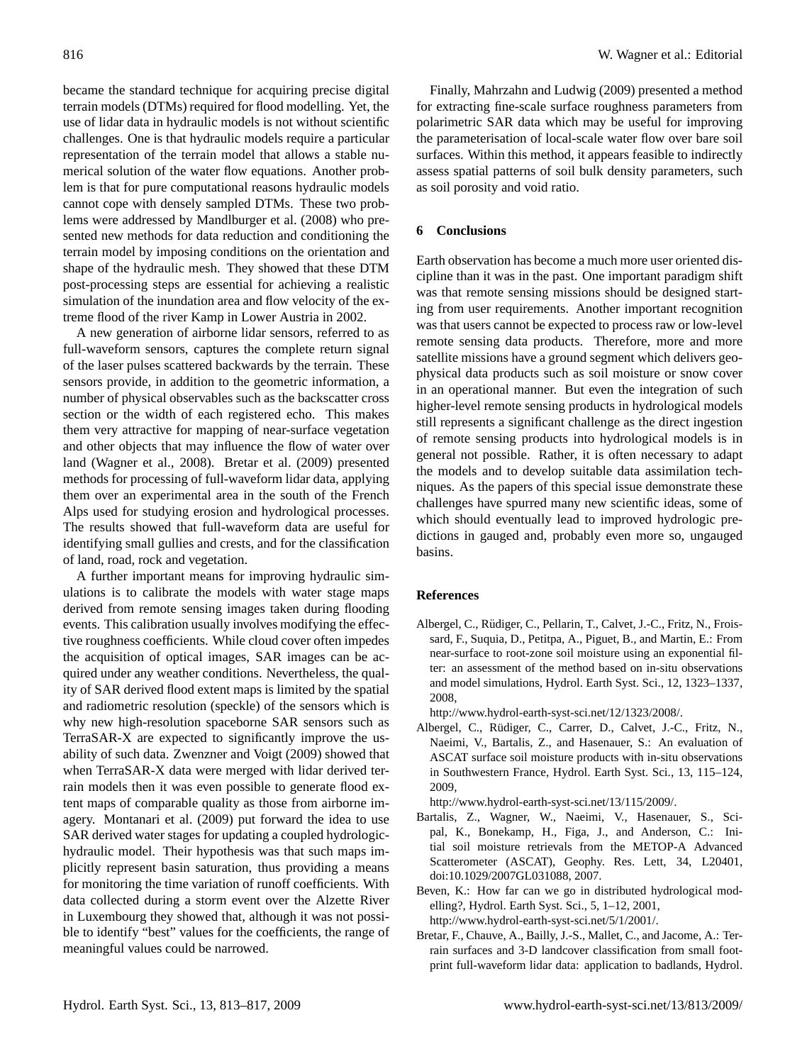became the standard technique for acquiring precise digital terrain models (DTMs) required for flood modelling. Yet, the use of lidar data in hydraulic models is not without scientific challenges. One is that hydraulic models require a particular representation of the terrain model that allows a stable numerical solution of the water flow equations. Another problem is that for pure computational reasons hydraulic models cannot cope with densely sampled DTMs. These two problems were addressed by Mandlburger et al. (2008) who presented new methods for data reduction and conditioning the terrain model by imposing conditions on the orientation and shape of the hydraulic mesh. They showed that these DTM post-processing steps are essential for achieving a realistic simulation of the inundation area and flow velocity of the extreme flood of the river Kamp in Lower Austria in 2002.

A new generation of airborne lidar sensors, referred to as full-waveform sensors, captures the complete return signal of the laser pulses scattered backwards by the terrain. These sensors provide, in addition to the geometric information, a number of physical observables such as the backscatter cross section or the width of each registered echo. This makes them very attractive for mapping of near-surface vegetation and other objects that may influence the flow of water over land (Wagner et al., 2008). Bretar et al. (2009) presented methods for processing of full-waveform lidar data, applying them over an experimental area in the south of the French Alps used for studying erosion and hydrological processes. The results showed that full-waveform data are useful for identifying small gullies and crests, and for the classification of land, road, rock and vegetation.

A further important means for improving hydraulic simulations is to calibrate the models with water stage maps derived from remote sensing images taken during flooding events. This calibration usually involves modifying the effective roughness coefficients. While cloud cover often impedes the acquisition of optical images, SAR images can be acquired under any weather conditions. Nevertheless, the quality of SAR derived flood extent maps is limited by the spatial and radiometric resolution (speckle) of the sensors which is why new high-resolution spaceborne SAR sensors such as TerraSAR-X are expected to significantly improve the usability of such data. Zwenzner and Voigt (2009) showed that when TerraSAR-X data were merged with lidar derived terrain models then it was even possible to generate flood extent maps of comparable quality as those from airborne imagery. Montanari et al. (2009) put forward the idea to use SAR derived water stages for updating a coupled hydrologic-hydraulic model. Their hypothesis was that such maps implicitly represent basin saturation, thus providing a means for monitoring the time variation of runoff coefficients. With data collected during a storm event over the Alzette River in Luxembourg they showed that, although it was not possible to identify "best" values for the coefficients, the range of meaningful values could be narrowed.

Finally, Mahrzahn and Ludwig (2009) presented a method for extracting fine-scale surface roughness parameters from polarimetric SAR data which may be useful for improving the parameterisation of local-scale water flow over bare soil surfaces. Within this method, it appears feasible to indirectly assess spatial patterns of soil bulk density parameters, such as soil porosity and void ratio.

## 6 Conclusions

Earth observation has become a much more user oriented discipline than it was in the past. One important paradigm shift was that remote sensing missions should be designed starting from user requirements. Another important recognition was that users cannot be expected to process raw or low-level remote sensing data products. Therefore, more and more satellite missions have a ground segment which delivers geophysical data products such as soil moisture or snow cover in an operational manner. But even the integration of such higher-level remote sensing products in hydrological models still represents a significant challenge as the direct ingestion of remote sensing products into hydrological models is in general not possible. Rather, it is often necessary to adapt the models and to develop suitable data assimilation techniques. As the papers of this special issue demonstrate these challenges have spurred many new scientific ideas, some of which should eventually lead to improved hydrologic predictions in gauged and, probably even more so, ungauged basins.

## References

Albergel, C., Rüdiger, C., Pellarin, T., Calvet, J.-C., Fritz, N., Froissard, F., Suquia, D., Petitpa, A., Piguet, B., and Martin, E.: From near-surface to root-zone soil moisture using an exponential filter: an assessment of the method based on in-situ observations and model simulations, Hydrol. Earth Syst. Sci., 12, 1323–1337, 2008, http://www.hydrol-earth-syst-sci.net/12/1323/2008/.

Albergel, C., Rüdiger, C., Carrer, D., Calvet, J.-C., Fritz, N., Naeimi, V., Bartalis, Z., and Hasenauer, S.: An evaluation of ASCAT surface soil moisture products with in-situ observations in Southwestern France, Hydrol. Earth Syst. Sci., 13, 115–124, 2009, http://www.hydrol-earth-syst-sci.net/13/115/2009/.

Bartalis, Z., Wagner, W., Naeimi, V., Hasenauer, S., Scipal, K., Bonekamp, H., Figa, J., and Anderson, C.: Initial soil moisture retrievals from the METOP-A Advanced Scatterometer (ASCAT), Geophy. Res. Lett, 34, L20401, doi:10.1029/2007GL031088, 2007.

Beven, K.: How far can we go in distributed hydrological modelling?, Hydrol. Earth Syst. Sci., 5, 1–12, 2001, http://www.hydrol-earth-syst-sci.net/5/1/2001/.

Bretar, F., Chauve, A., Bailly, J.-S., Mallet, C., and Jacome, A.: Terrain surfaces and 3-D landcover classification from small footprint full-waveform lidar data: application to badlands, Hydrol.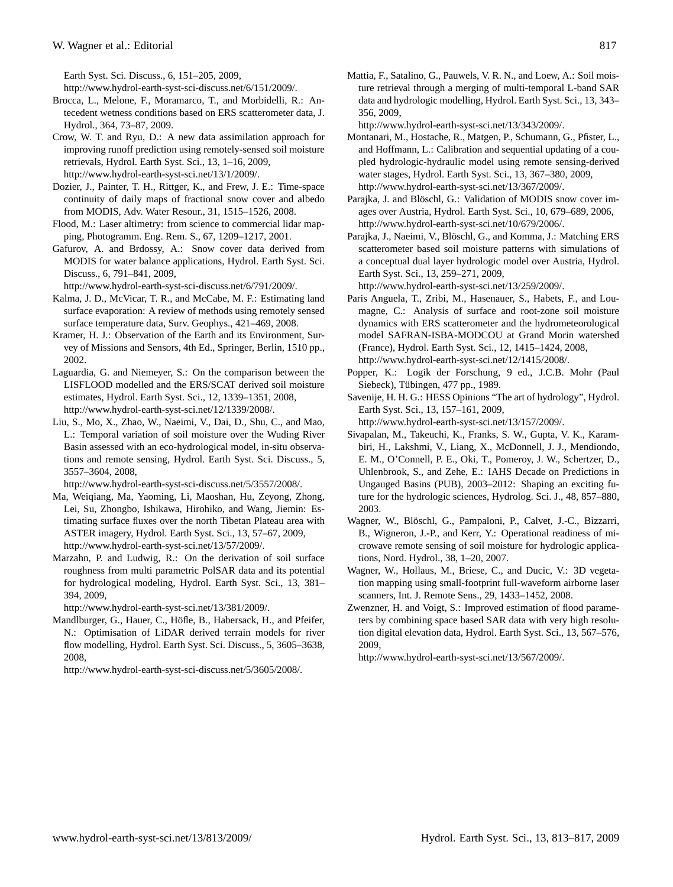Earth Syst. Sci. Discuss., 6, 151–205, 2009, http://www.hydrol-earth-syst-sci-discuss.net/6/151/2009/.

Brocca, L., Melone, F., Moramarco, T., and Morbidelli, R.: Antecedent wetness conditions based on ERS scatterometer data, J. Hydrol., 364, 73–87, 2009.

Crow, W. T. and Ryu, D.: A new data assimilation approach for improving runoff prediction using remotely-sensed soil moisture retrievals, Hydrol. Earth Syst. Sci., 13, 1–16, 2009, http://www.hydrol-earth-syst-sci.net/13/1/2009/.

Dozier, J., Painter, T. H., Rittger, K., and Frew, J. E.: Time-space continuity of daily maps of fractional snow cover and albedo from MODIS, Adv. Water Resour., 31, 1515–1526, 2008.

Flood, M.: Laser altimetry: from science to commercial lidar mapping, Photogramm. Eng. Rem. S., 67, 1209–1217, 2001.

Gafurov, A. and Brdossy, A.: Snow cover data derived from MODIS for water balance applications, Hydrol. Earth Syst. Sci. Discuss., 6, 791–841, 2009, http://www.hydrol-earth-syst-sci-discuss.net/6/791/2009/.

Kalma, J. D., McVicar, T. R., and McCabe, M. F.: Estimating land surface evaporation: A review of methods using remotely sensed surface temperature data, Surv. Geophys., 421–469, 2008.

Kramer, H. J.: Observation of the Earth and its Environment, Survey of Missions and Sensors, 4th Ed., Springer, Berlin, 1510 pp., 2002.

Laguardia, G. and Niemeyer, S.: On the comparison between the LISFLOOD modelled and the ERS/SCAT derived soil moisture estimates, Hydrol. Earth Syst. Sci., 12, 1339–1351, 2008, http://www.hydrol-earth-syst-sci.net/12/1339/2008/.

Liu, S., Mo, X., Zhao, W., Naeimi, V., Dai, D., Shu, C., and Mao, L.: Temporal variation of soil moisture over the Wuding River Basin assessed with an eco-hydrological model, in-situ observations and remote sensing, Hydrol. Earth Syst. Sci. Discuss., 5, 3557–3604, 2008, http://www.hydrol-earth-syst-sci-discuss.net/5/3557/2008/.

Ma, Weiqiang, Ma, Yaoming, Li, Maoshan, Hu, Zeyong, Zhong, Lei, Su, Zhongbo, Ishikawa, Hirohiko, and Wang, Jiemin: Estimating surface fluxes over the north Tibetan Plateau area with ASTER imagery, Hydrol. Earth Syst. Sci., 13, 57–67, 2009, http://www.hydrol-earth-syst-sci.net/13/57/2009/.

Marzahn, P. and Ludwig, R.: On the derivation of soil surface roughness from multi parametric PolSAR data and its potential for hydrological modeling, Hydrol. Earth Syst. Sci., 13, 381–394, 2009, http://www.hydrol-earth-syst-sci.net/13/381/2009/.

Mandlburger, G., Hauer, C., Höfle, B., Habersack, H., and Pfeifer, N.: Optimisation of LiDAR derived terrain models for river flow modelling, Hydrol. Earth Syst. Sci. Discuss., 5, 3605–3638, 2008, http://www.hydrol-earth-syst-sci-discuss.net/5/3605/2008/.

Mattia, F., Satalino, G., Pauwels, V. R. N., and Loew, A.: Soil moisture retrieval through a merging of multi-temporal L-band SAR data and hydrologic modelling, Hydrol. Earth Syst. Sci., 13, 343–356, 2009, http://www.hydrol-earth-syst-sci.net/13/343/2009/.

Montanari, M., Hostache, R., Matgen, P., Schumann, G., Pfister, L., and Hoffmann, L.: Calibration and sequential updating of a coupled hydrologic-hydraulic model using remote sensing-derived water stages, Hydrol. Earth Syst. Sci., 13, 367–380, 2009, http://www.hydrol-earth-syst-sci.net/13/367/2009/.

Parajka, J. and Blöschl, G.: Validation of MODIS snow cover images over Austria, Hydrol. Earth Syst. Sci., 10, 679–689, 2006, http://www.hydrol-earth-syst-sci.net/10/679/2006/.

Parajka, J., Naeimi, V., Blöschl, G., and Komma, J.: Matching ERS scatterometer based soil moisture patterns with simulations of a conceptual dual layer hydrologic model over Austria, Hydrol. Earth Syst. Sci., 13, 259–271, 2009, http://www.hydrol-earth-syst-sci.net/13/259/2009/.

Paris Anguela, T., Zribi, M., Hasenauer, S., Habets, F., and Loumagne, C.: Analysis of surface and root-zone soil moisture dynamics with ERS scatterometer and the hydrometeorological model SAFRAN-ISBA-MODCOU at Grand Morin watershed (France), Hydrol. Earth Syst. Sci., 12, 1415–1424, 2008, http://www.hydrol-earth-syst-sci.net/12/1415/2008/.

Popper, K.: Logik der Forschung, 9 ed., J.C.B. Mohr (Paul Siebeck), Tübingen, 477 pp., 1989.

Savenije, H. H. G.: HESS Opinions "The art of hydrology", Hydrol. Earth Syst. Sci., 13, 157–161, 2009, http://www.hydrol-earth-syst-sci.net/13/157/2009/.

Sivapalan, M., Takeuchi, K., Franks, S. W., Gupta, V. K., Karambiri, H., Lakshmi, V., Liang, X., McDonnell, J. J., Mendiondo, E. M., O'Connell, P. E., Oki, T., Pomeroy, J. W., Schertzer, D., Uhlenbrook, S., and Zehe, E.: IAHS Decade on Predictions in Ungauged Basins (PUB), 2003–2012: Shaping an exciting future for the hydrologic sciences, Hydrolog. Sci. J., 48, 857–880, 2003.

Wagner, W., Blöschl, G., Pampaloni, P., Calvet, J.-C., Bizzarri, B., Wigneron, J.-P., and Kerr, Y.: Operational readiness of microwave remote sensing of soil moisture for hydrologic applications, Nord. Hydrol., 38, 1–20, 2007.

Wagner, W., Hollaus, M., Briese, C., and Ducic, V.: 3D vegetation mapping using small-footprint full-waveform airborne laser scanners, Int. J. Remote Sens., 29, 1433–1452, 2008.

Zwenzner, H. and Voigt, S.: Improved estimation of flood parameters by combining space based SAR data with very high resolution digital elevation data, Hydrol. Earth Syst. Sci., 13, 567–576, 2009, http://www.hydrol-earth-syst-sci.net/13/567/2009/.